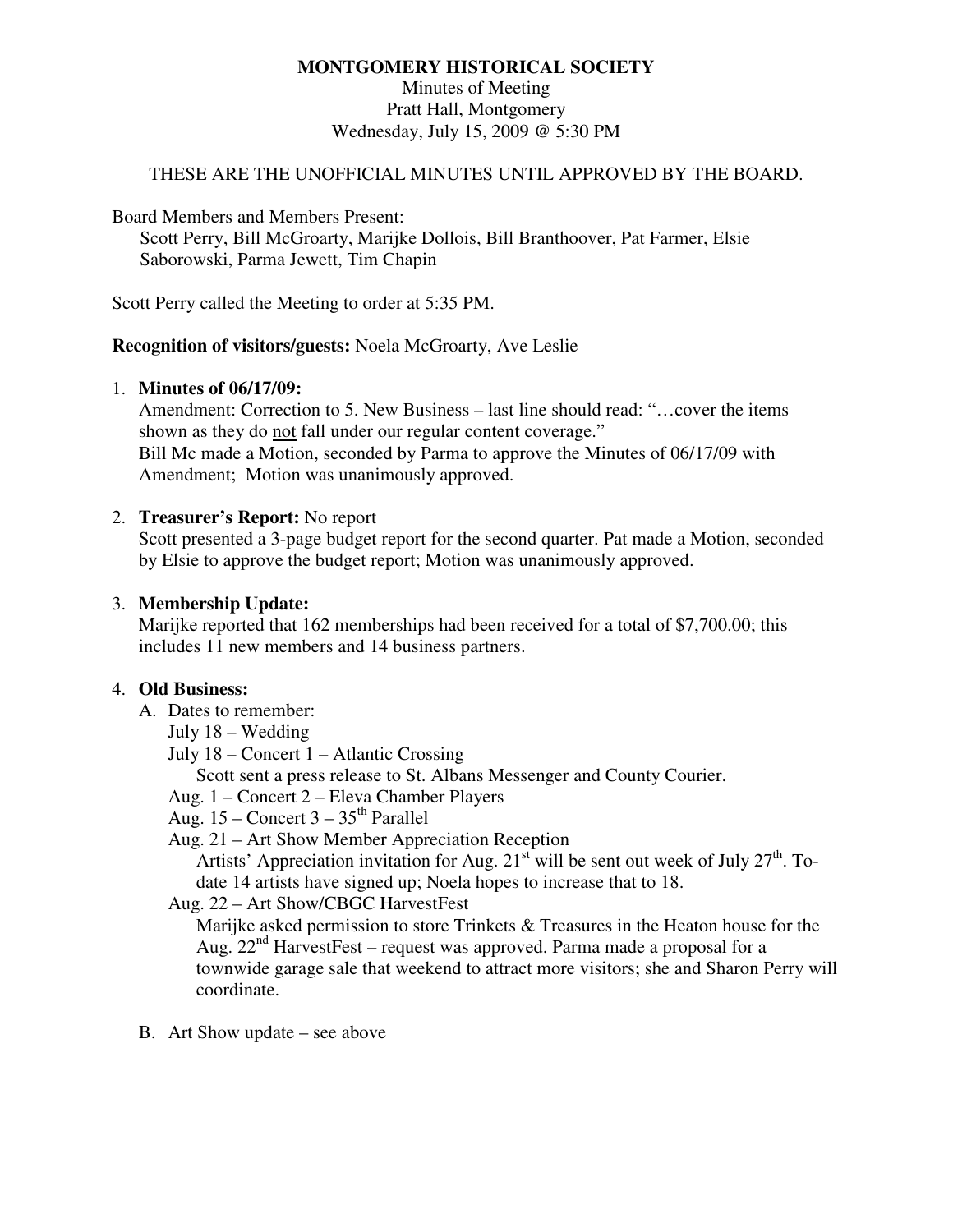# MONTGOMERY HISTORICAL SOCIETY

Minutes of Meeting
Pratt Hall, Montgomery
Wednesday, July 15, 2009 @ 5:30 PM

THESE ARE THE UNOFFICIAL MINUTES UNTIL APPROVED BY THE BOARD.

Board Members and Members Present:
Scott Perry, Bill McGroarty, Marijke Dollois, Bill Branthoover, Pat Farmer, Elsie Saborowski, Parma Jewett, Tim Chapin

Scott Perry called the Meeting to order at 5:35 PM.

**Recognition of visitors/guests:** Noela McGroarty, Ave Leslie

1. **Minutes of 06/17/09:**
   Amendment: Correction to 5. New Business – last line should read: "…cover the items shown as they do <u>not</u> fall under our regular content coverage."
   Bill Mc made a Motion, seconded by Parma to approve the Minutes of 06/17/09 with Amendment; Motion was unanimously approved.

2. **Treasurer's Report:** No report
   Scott presented a 3-page budget report for the second quarter. Pat made a Motion, seconded by Elsie to approve the budget report; Motion was unanimously approved.

3. **Membership Update:**
   Marijke reported that 162 memberships had been received for a total of $7,700.00; this includes 11 new members and 14 business partners.

4. **Old Business:**
   A. Dates to remember:
      - July 18 – Wedding
      - July 18 – Concert 1 – Atlantic Crossing
        Scott sent a press release to St. Albans Messenger and County Courier.
      - Aug. 1 – Concert 2 – Eleva Chamber Players
      - Aug. 15 – Concert 3 – 35th Parallel
      - Aug. 21 – Art Show Member Appreciation Reception
        Artists' Appreciation invitation for Aug. 21st will be sent out week of July 27th. To-date 14 artists have signed up; Noela hopes to increase that to 18.
      - Aug. 22 – Art Show/CBGC HarvestFest
        Marijke asked permission to store Trinkets & Treasures in the Heaton house for the Aug. 22nd HarvestFest – request was approved. Parma made a proposal for a townwide garage sale that weekend to attract more visitors; she and Sharon Perry will coordinate.

   B. Art Show update – see above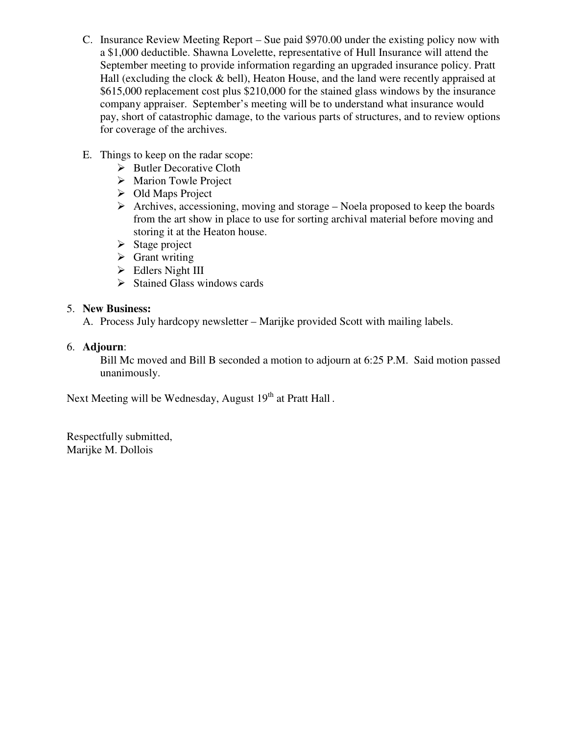C. Insurance Review Meeting Report – Sue paid $970.00 under the existing policy now with a $1,000 deductible. Shawna Lovelette, representative of Hull Insurance will attend the September meeting to provide information regarding an upgraded insurance policy. Pratt Hall (excluding the clock & bell), Heaton House, and the land were recently appraised at $615,000 replacement cost plus $210,000 for the stained glass windows by the insurance company appraiser. September's meeting will be to understand what insurance would pay, short of catastrophic damage, to the various parts of structures, and to review options for coverage of the archives.

E. Things to keep on the radar scope:
   - Butler Decorative Cloth
   - Marion Towle Project
   - Old Maps Project
   - Archives, accessioning, moving and storage – Noela proposed to keep the boards from the art show in place to use for sorting archival material before moving and storing it at the Heaton house.
   - Stage project
   - Grant writing
   - Edlers Night III
   - Stained Glass windows cards

5. **New Business:**

   A. Process July hardcopy newsletter – Marijke provided Scott with mailing labels.

6. **Adjourn**:

   Bill Mc moved and Bill B seconded a motion to adjourn at 6:25 P.M. Said motion passed unanimously.

Next Meeting will be Wednesday, August 19th at Pratt Hall.

Respectfully submitted,
Marijke M. Dollois